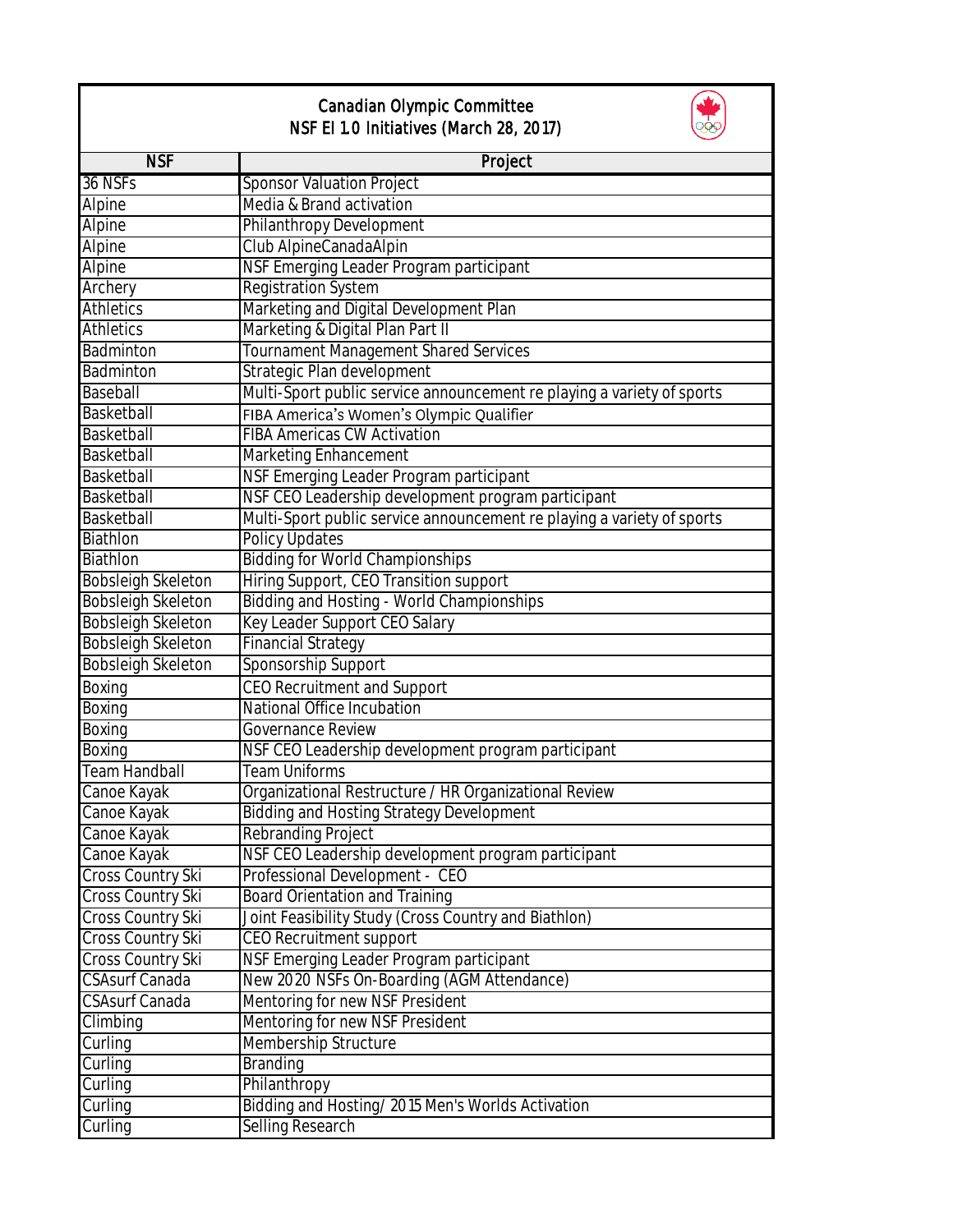# Canadian Olympic Committee
## NSF EI 1.0 Initiatives (March 28, 2017)

| NSF | Project |
| --- | --- |
| 36 NSFs | Sponsor Valuation Project |
| Alpine | Media & Brand activation |
| Alpine | Philanthropy Development |
| Alpine | Club AlpineCanadaAlpin |
| Alpine | NSF Emerging Leader Program participant |
| Archery | Registration System |
| Athletics | Marketing and Digital Development Plan |
| Athletics | Marketing & Digital Plan Part II |
| Badminton | Tournament Management Shared Services |
| Badminton | Strategic Plan development |
| Baseball | Multi-Sport public service announcement re playing a variety of sports |
| Basketball | FIBA America's Women's Olympic Qualifier |
| Basketball | FIBA Americas CW Activation |
| Basketball | Marketing Enhancement |
| Basketball | NSF Emerging Leader Program participant |
| Basketball | NSF CEO Leadership development program participant |
| Basketball | Multi-Sport public service announcement re playing a variety of sports |
| Biathlon | Policy Updates |
| Biathlon | Bidding for World Championships |
| Bobsleigh Skeleton | Hiring Support, CEO Transition support |
| Bobsleigh Skeleton | Bidding and Hosting - World Championships |
| Bobsleigh Skeleton | Key Leader Support CEO Salary |
| Bobsleigh Skeleton | Financial Strategy |
| Bobsleigh Skeleton | Sponsorship Support |
| Boxing | CEO Recruitment and Support |
| Boxing | National Office Incubation |
| Boxing | Governance Review |
| Boxing | NSF CEO Leadership development program participant |
| Team Handball | Team Uniforms |
| Canoe Kayak | Organizational Restructure / HR Organizational Review |
| Canoe Kayak | Bidding and Hosting Strategy Development |
| Canoe Kayak | Rebranding Project |
| Canoe Kayak | NSF CEO Leadership development program participant |
| Cross Country Ski | Professional Development - CEO |
| Cross Country Ski | Board Orientation and Training |
| Cross Country Ski | Joint Feasibility Study (Cross Country and Biathlon) |
| Cross Country Ski | CEO Recruitment support |
| Cross Country Ski | NSF Emerging Leader Program participant |
| CSAsurf Canada | New 2020 NSFs On-Boarding (AGM Attendance) |
| CSAsurf Canada | Mentoring for new NSF President |
| Climbing | Mentoring for new NSF President |
| Curling | Membership Structure |
| Curling | Branding |
| Curling | Philanthropy |
| Curling | Bidding and Hosting/ 2015 Men's Worlds Activation |
| Curling | Selling Research |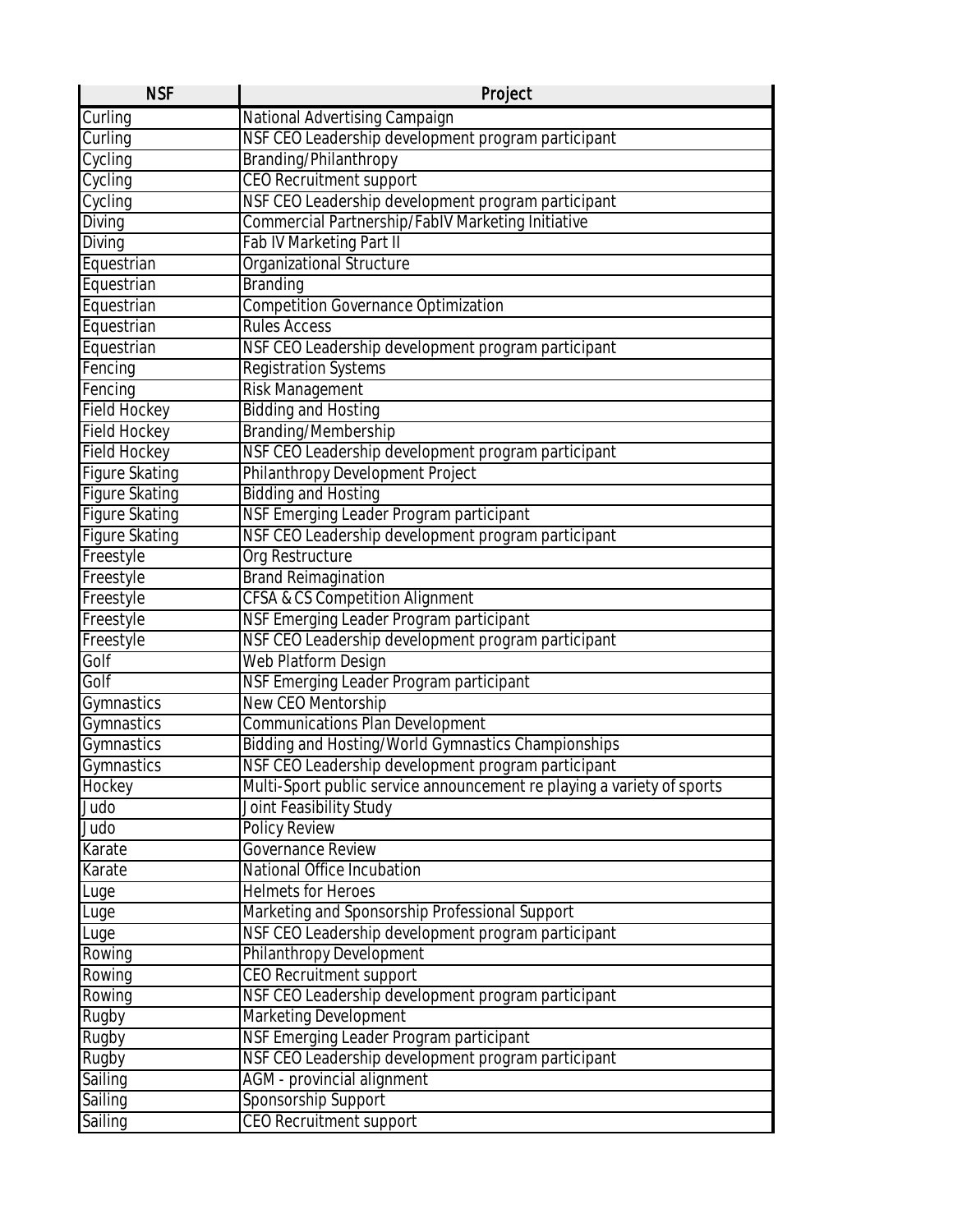| NSF | Project |
|---|---|
| Curling | National Advertising Campaign |
| Curling | NSF CEO Leadership development program participant |
| Cycling | Branding/Philanthropy |
| Cycling | CEO Recruitment support |
| Cycling | NSF CEO Leadership development program participant |
| Diving | Commercial Partnership/FabIV Marketing Initiative |
| Diving | Fab IV Marketing Part II |
| Equestrian | Organizational Structure |
| Equestrian | Branding |
| Equestrian | Competition Governance Optimization |
| Equestrian | Rules Access |
| Equestrian | NSF CEO Leadership development program participant |
| Fencing | Registration Systems |
| Fencing | Risk Management |
| Field Hockey | Bidding and Hosting |
| Field Hockey | Branding/Membership |
| Field Hockey | NSF CEO Leadership development program participant |
| Figure Skating | Philanthropy Development Project |
| Figure Skating | Bidding and Hosting |
| Figure Skating | NSF Emerging Leader Program participant |
| Figure Skating | NSF CEO Leadership development program participant |
| Freestyle | Org Restructure |
| Freestyle | Brand Reimagination |
| Freestyle | CFSA & CS Competition Alignment |
| Freestyle | NSF Emerging Leader Program participant |
| Freestyle | NSF CEO Leadership development program participant |
| Golf | Web Platform Design |
| Golf | NSF Emerging Leader Program participant |
| Gymnastics | New CEO Mentorship |
| Gymnastics | Communications Plan Development |
| Gymnastics | Bidding and Hosting/World Gymnastics Championships |
| Gymnastics | NSF CEO Leadership development program participant |
| Hockey | Multi-Sport public service announcement re playing a variety of sports |
| Judo | Joint Feasibility Study |
| Judo | Policy Review |
| Karate | Governance Review |
| Karate | National Office Incubation |
| Luge | Helmets for Heroes |
| Luge | Marketing and Sponsorship Professional Support |
| Luge | NSF CEO Leadership development program participant |
| Rowing | Philanthropy Development |
| Rowing | CEO Recruitment support |
| Rowing | NSF CEO Leadership development program participant |
| Rugby | Marketing Development |
| Rugby | NSF Emerging Leader Program participant |
| Rugby | NSF CEO Leadership development program participant |
| Sailing | AGM - provincial alignment |
| Sailing | Sponsorship Support |
| Sailing | CEO Recruitment support |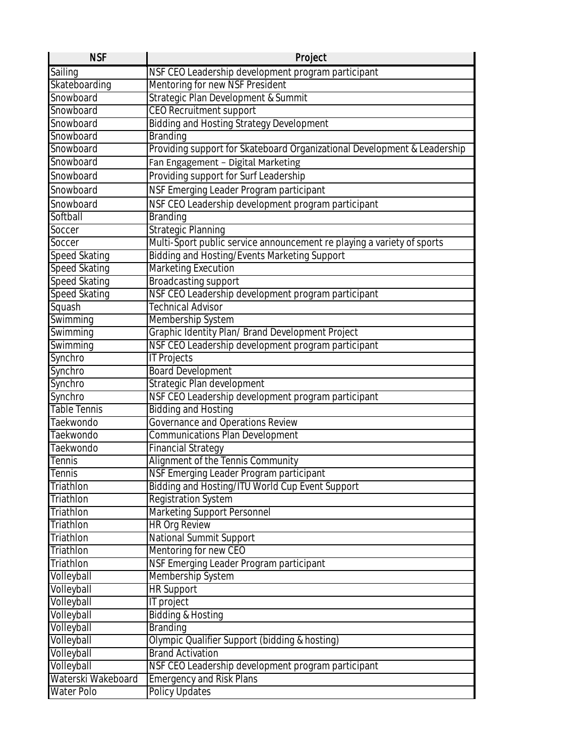| NSF | Project |
|---|---|
| Sailing | NSF CEO Leadership development program participant |
| Skateboarding | Mentoring for new NSF President |
| Snowboard | Strategic Plan Development & Summit |
| Snowboard | CEO Recruitment support |
| Snowboard | Bidding and Hosting Strategy Development |
| Snowboard | Branding |
| Snowboard | Providing support for Skateboard Organizational Development & Leadership |
| Snowboard | Fan Engagement – Digital Marketing |
| Snowboard | Providing support for Surf Leadership |
| Snowboard | NSF Emerging Leader Program participant |
| Snowboard | NSF CEO Leadership development program participant |
| Softball | Branding |
| Soccer | Strategic Planning |
| Soccer | Multi-Sport public service announcement re playing a variety of sports |
| Speed Skating | Bidding and Hosting/Events Marketing Support |
| Speed Skating | Marketing Execution |
| Speed Skating | Broadcasting support |
| Speed Skating | NSF CEO Leadership development program participant |
| Squash | Technical Advisor |
| Swimming | Membership System |
| Swimming | Graphic Identity Plan/ Brand Development Project |
| Swimming | NSF CEO Leadership development program participant |
| Synchro | IT Projects |
| Synchro | Board Development |
| Synchro | Strategic Plan development |
| Synchro | NSF CEO Leadership development program participant |
| Table Tennis | Bidding and Hosting |
| Taekwondo | Governance and Operations Review |
| Taekwondo | Communications Plan Development |
| Taekwondo | Financial Strategy |
| Tennis | Alignment of the Tennis Community |
| Tennis | NSF Emerging Leader Program participant |
| Triathlon | Bidding and Hosting/ITU World Cup Event Support |
| Triathlon | Registration System |
| Triathlon | Marketing Support Personnel |
| Triathlon | HR Org Review |
| Triathlon | National Summit Support |
| Triathlon | Mentoring for new CEO |
| Triathlon | NSF Emerging Leader Program participant |
| Volleyball | Membership System |
| Volleyball | HR Support |
| Volleyball | IT project |
| Volleyball | Bidding & Hosting |
| Volleyball | Branding |
| Volleyball | Olympic Qualifier Support (bidding & hosting) |
| Volleyball | Brand Activation |
| Volleyball | NSF CEO Leadership development program participant |
| Waterski Wakeboard | Emergency and Risk Plans |
| Water Polo | Policy Updates |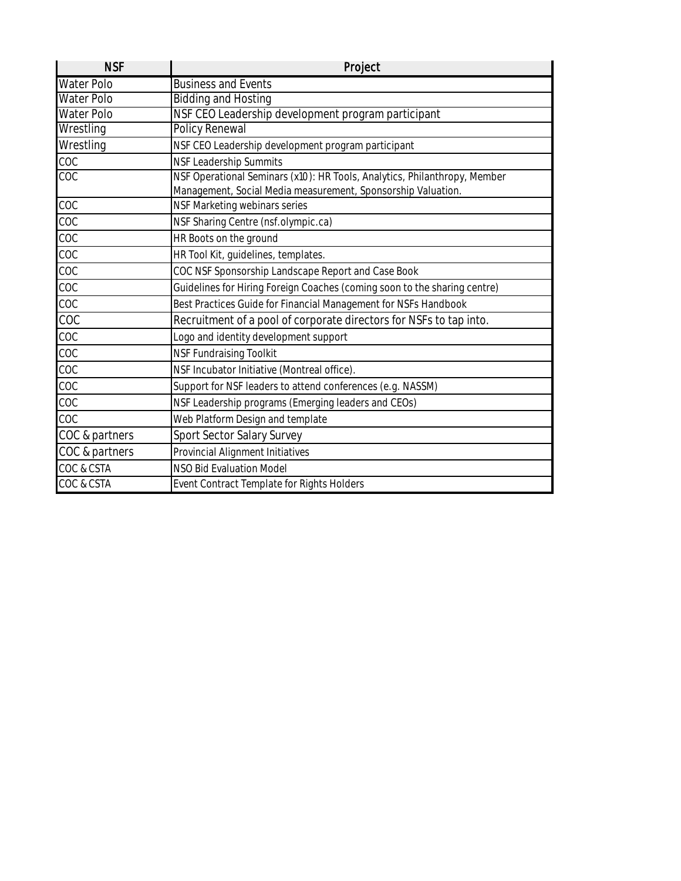| NSF | Project |
|---|---|
| Water Polo | Business and Events |
| Water Polo | Bidding and Hosting |
| Water Polo | NSF CEO Leadership development program participant |
| Wrestling | Policy Renewal |
| Wrestling | NSF CEO Leadership development program participant |
| COC | NSF Leadership Summits |
| COC | NSF Operational Seminars (x10): HR Tools, Analytics, Philanthropy, Member Management, Social Media measurement, Sponsorship Valuation. |
| COC | NSF Marketing webinars series |
| COC | NSF Sharing Centre (nsf.olympic.ca) |
| COC | HR Boots on the ground |
| COC | HR Tool Kit, guidelines, templates. |
| COC | COC NSF Sponsorship Landscape Report and Case Book |
| COC | Guidelines for Hiring Foreign Coaches (coming soon to the sharing centre) |
| COC | Best Practices Guide for Financial Management for NSFs Handbook |
| COC | Recruitment of a pool of corporate directors for NSFs to tap into. |
| COC | Logo and identity development support |
| COC | NSF Fundraising Toolkit |
| COC | NSF Incubator Initiative (Montreal office). |
| COC | Support for NSF leaders to attend conferences (e.g. NASSM) |
| COC | NSF Leadership programs (Emerging leaders and CEOs) |
| COC | Web Platform Design and template |
| COC & partners | Sport Sector Salary Survey |
| COC & partners | Provincial Alignment Initiatives |
| COC & CSTA | NSO Bid Evaluation Model |
| COC & CSTA | Event Contract Template for Rights Holders |